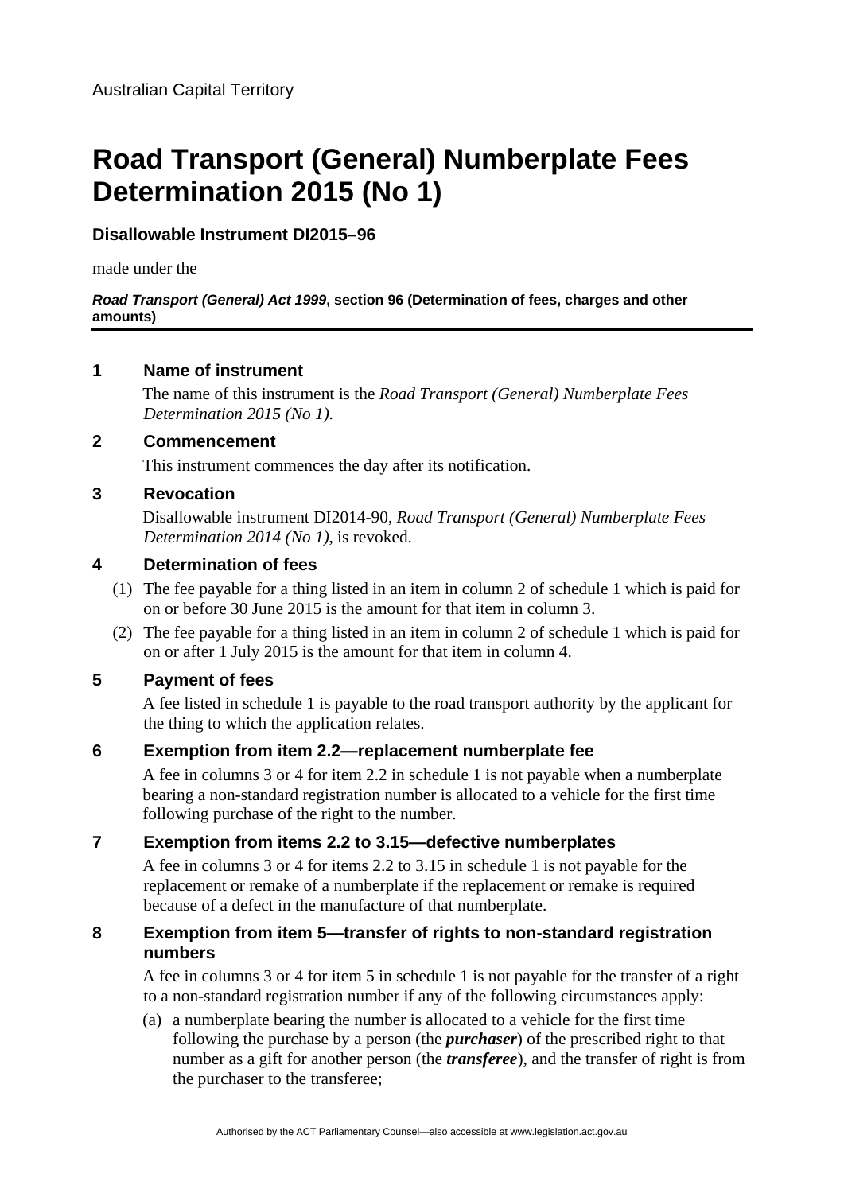Australian Capital Territory

# Road Transport (General) Numberplate Fees Determination 2015 (No 1)

**Disallowable Instrument DI2015–96**

made under the

***Road Transport (General) Act 1999*, section 96 (Determination of fees, charges and other amounts)**

## 1 Name of instrument

The name of this instrument is the *Road Transport (General) Numberplate Fees Determination 2015 (No 1)*.

## 2 Commencement

This instrument commences the day after its notification.

## 3 Revocation

Disallowable instrument DI2014-90, *Road Transport (General) Numberplate Fees Determination 2014 (No 1)*, is revoked.

## 4 Determination of fees

(1) The fee payable for a thing listed in an item in column 2 of schedule 1 which is paid for on or before 30 June 2015 is the amount for that item in column 3.

(2) The fee payable for a thing listed in an item in column 2 of schedule 1 which is paid for on or after 1 July 2015 is the amount for that item in column 4.

## 5 Payment of fees

A fee listed in schedule 1 is payable to the road transport authority by the applicant for the thing to which the application relates.

## 6 Exemption from item 2.2—replacement numberplate fee

A fee in columns 3 or 4 for item 2.2 in schedule 1 is not payable when a numberplate bearing a non-standard registration number is allocated to a vehicle for the first time following purchase of the right to the number.

## 7 Exemption from items 2.2 to 3.15—defective numberplates

A fee in columns 3 or 4 for items 2.2 to 3.15 in schedule 1 is not payable for the replacement or remake of a numberplate if the replacement or remake is required because of a defect in the manufacture of that numberplate.

## 8 Exemption from item 5—transfer of rights to non-standard registration numbers

A fee in columns 3 or 4 for item 5 in schedule 1 is not payable for the transfer of a right to a non-standard registration number if any of the following circumstances apply:

(a) a numberplate bearing the number is allocated to a vehicle for the first time following the purchase by a person (the ***purchaser***) of the prescribed right to that number as a gift for another person (the ***transferee***), and the transfer of right is from the purchaser to the transferee;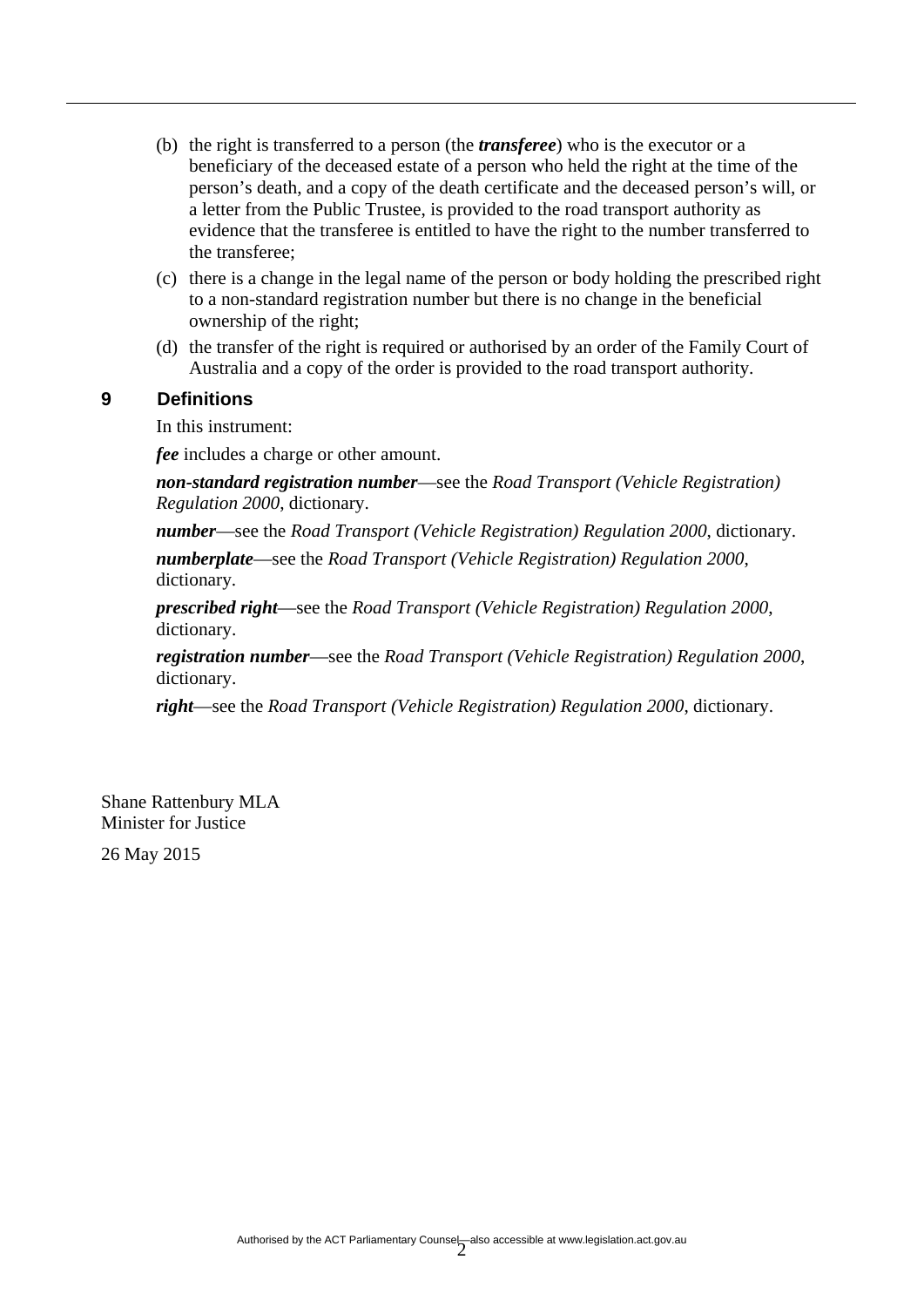(b) the right is transferred to a person (the ***transferee***) who is the executor or a beneficiary of the deceased estate of a person who held the right at the time of the person's death, and a copy of the death certificate and the deceased person's will, or a letter from the Public Trustee, is provided to the road transport authority as evidence that the transferee is entitled to have the right to the number transferred to the transferee;

(c) there is a change in the legal name of the person or body holding the prescribed right to a non-standard registration number but there is no change in the beneficial ownership of the right;

(d) the transfer of the right is required or authorised by an order of the Family Court of Australia and a copy of the order is provided to the road transport authority.

### 9 Definitions

In this instrument:

***fee*** includes a charge or other amount.

***non-standard registration number***—see the *Road Transport (Vehicle Registration) Regulation 2000*, dictionary.

***number***—see the *Road Transport (Vehicle Registration) Regulation 2000*, dictionary.

***numberplate***—see the *Road Transport (Vehicle Registration) Regulation 2000*, dictionary.

***prescribed right***—see the *Road Transport (Vehicle Registration) Regulation 2000*, dictionary.

***registration number***—see the *Road Transport (Vehicle Registration) Regulation 2000*, dictionary.

***right***—see the *Road Transport (Vehicle Registration) Regulation 2000*, dictionary.

Shane Rattenbury MLA
Minister for Justice

26 May 2015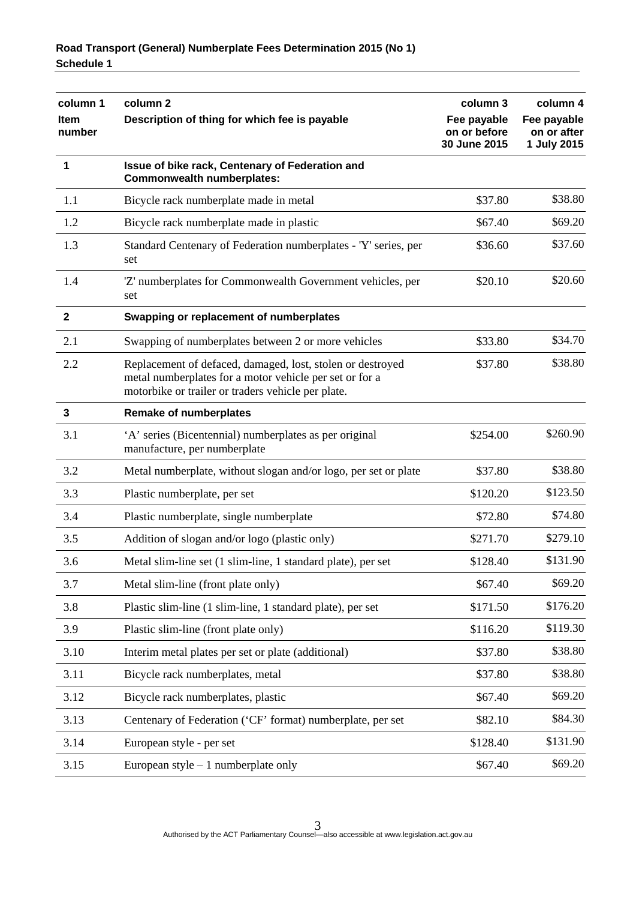| column 1<br>Item number | column 2<br>Description of thing for which fee is payable | column 3<br>Fee payable on or before 30 June 2015 | column 4<br>Fee payable on or after 1 July 2015 |
|---|---|---|---|
| **1** | **Issue of bike rack, Centenary of Federation and Commonwealth numberplates:** | | |
| 1.1 | Bicycle rack numberplate made in metal | $37.80 | $38.80 |
| 1.2 | Bicycle rack numberplate made in plastic | $67.40 | $69.20 |
| 1.3 | Standard Centenary of Federation numberplates - 'Y' series, per set | $36.60 | $37.60 |
| 1.4 | 'Z' numberplates for Commonwealth Government vehicles, per set | $20.10 | $20.60 |
| **2** | **Swapping or replacement of numberplates** | | |
| 2.1 | Swapping of numberplates between 2 or more vehicles | $33.80 | $34.70 |
| 2.2 | Replacement of defaced, damaged, lost, stolen or destroyed metal numberplates for a motor vehicle per set or for a motorbike or trailer or traders vehicle per plate. | $37.80 | $38.80 |
| **3** | **Remake of numberplates** | | |
| 3.1 | 'A' series (Bicentennial) numberplates as per original manufacture, per numberplate | $254.00 | $260.90 |
| 3.2 | Metal numberplate, without slogan and/or logo, per set or plate | $37.80 | $38.80 |
| 3.3 | Plastic numberplate, per set | $120.20 | $123.50 |
| 3.4 | Plastic numberplate, single numberplate | $72.80 | $74.80 |
| 3.5 | Addition of slogan and/or logo (plastic only) | $271.70 | $279.10 |
| 3.6 | Metal slim-line set (1 slim-line, 1 standard plate), per set | $128.40 | $131.90 |
| 3.7 | Metal slim-line (front plate only) | $67.40 | $69.20 |
| 3.8 | Plastic slim-line (1 slim-line, 1 standard plate), per set | $171.50 | $176.20 |
| 3.9 | Plastic slim-line (front plate only) | $116.20 | $119.30 |
| 3.10 | Interim metal plates per set or plate (additional) | $37.80 | $38.80 |
| 3.11 | Bicycle rack numberplates, metal | $37.80 | $38.80 |
| 3.12 | Bicycle rack numberplates, plastic | $67.40 | $69.20 |
| 3.13 | Centenary of Federation ('CF' format) numberplate, per set | $82.10 | $84.30 |
| 3.14 | European style - per set | $128.40 | $131.90 |
| 3.15 | European style – 1 numberplate only | $67.40 | $69.20 |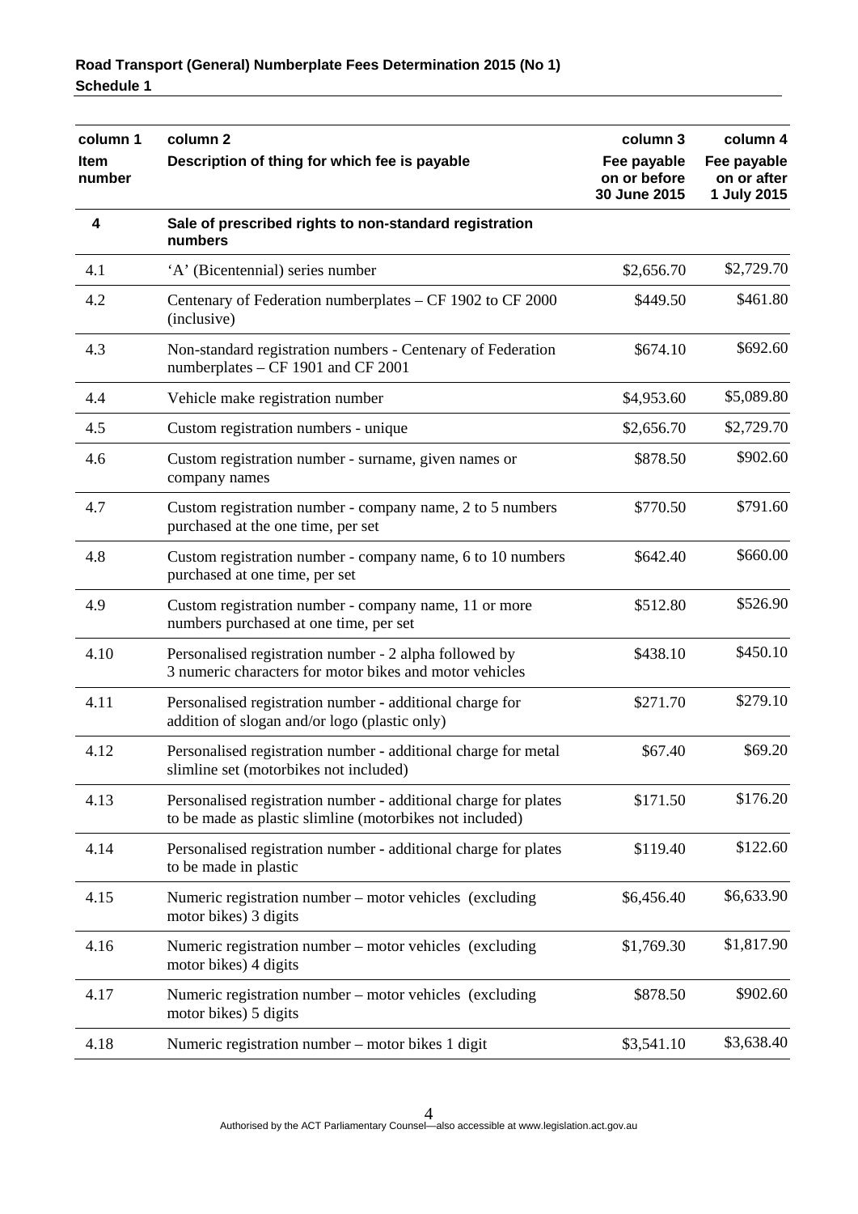| column 1<br>Item number | column 2<br>Description of thing for which fee is payable | column 3<br>Fee payable on or before 30 June 2015 | column 4<br>Fee payable on or after 1 July 2015 |
|---|---|---|---|
| **4** | **Sale of prescribed rights to non-standard registration numbers** | | |
| 4.1 | 'A' (Bicentennial) series number | $2,656.70 | $2,729.70 |
| 4.2 | Centenary of Federation numberplates – CF 1902 to CF 2000 (inclusive) | $449.50 | $461.80 |
| 4.3 | Non-standard registration numbers - Centenary of Federation numberplates – CF 1901 and CF 2001 | $674.10 | $692.60 |
| 4.4 | Vehicle make registration number | $4,953.60 | $5,089.80 |
| 4.5 | Custom registration numbers - unique | $2,656.70 | $2,729.70 |
| 4.6 | Custom registration number - surname, given names or company names | $878.50 | $902.60 |
| 4.7 | Custom registration number - company name, 2 to 5 numbers purchased at the one time, per set | $770.50 | $791.60 |
| 4.8 | Custom registration number - company name, 6 to 10 numbers purchased at one time, per set | $642.40 | $660.00 |
| 4.9 | Custom registration number - company name, 11 or more numbers purchased at one time, per set | $512.80 | $526.90 |
| 4.10 | Personalised registration number - 2 alpha followed by 3 numeric characters for motor bikes and motor vehicles | $438.10 | $450.10 |
| 4.11 | Personalised registration number - additional charge for addition of slogan and/or logo (plastic only) | $271.70 | $279.10 |
| 4.12 | Personalised registration number - additional charge for metal slimline set (motorbikes not included) | $67.40 | $69.20 |
| 4.13 | Personalised registration number - additional charge for plates to be made as plastic slimline (motorbikes not included) | $171.50 | $176.20 |
| 4.14 | Personalised registration number - additional charge for plates to be made in plastic | $119.40 | $122.60 |
| 4.15 | Numeric registration number – motor vehicles (excluding motor bikes) 3 digits | $6,456.40 | $6,633.90 |
| 4.16 | Numeric registration number – motor vehicles (excluding motor bikes) 4 digits | $1,769.30 | $1,817.90 |
| 4.17 | Numeric registration number – motor vehicles (excluding motor bikes) 5 digits | $878.50 | $902.60 |
| 4.18 | Numeric registration number – motor bikes 1 digit | $3,541.10 | $3,638.40 |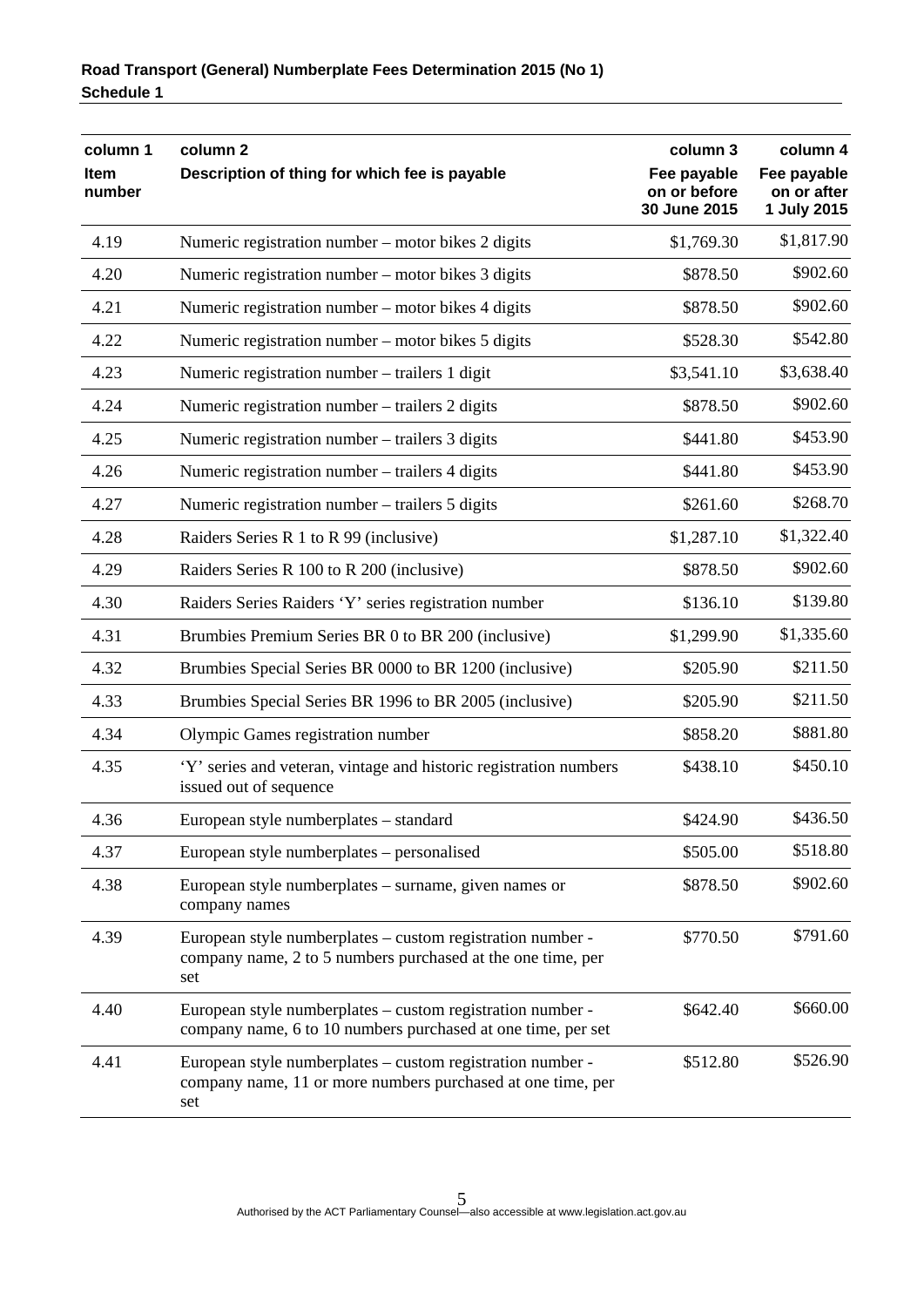| column 1<br>Item number | column 2<br>Description of thing for which fee is payable | column 3<br>Fee payable on or before 30 June 2015 | column 4<br>Fee payable on or after 1 July 2015 |
|---|---|---|---|
| 4.19 | Numeric registration number – motor bikes 2 digits | $1,769.30 | $1,817.90 |
| 4.20 | Numeric registration number – motor bikes 3 digits | $878.50 | $902.60 |
| 4.21 | Numeric registration number – motor bikes 4 digits | $878.50 | $902.60 |
| 4.22 | Numeric registration number – motor bikes 5 digits | $528.30 | $542.80 |
| 4.23 | Numeric registration number – trailers 1 digit | $3,541.10 | $3,638.40 |
| 4.24 | Numeric registration number – trailers 2 digits | $878.50 | $902.60 |
| 4.25 | Numeric registration number – trailers 3 digits | $441.80 | $453.90 |
| 4.26 | Numeric registration number – trailers 4 digits | $441.80 | $453.90 |
| 4.27 | Numeric registration number – trailers 5 digits | $261.60 | $268.70 |
| 4.28 | Raiders Series R 1 to R 99 (inclusive) | $1,287.10 | $1,322.40 |
| 4.29 | Raiders Series R 100 to R 200 (inclusive) | $878.50 | $902.60 |
| 4.30 | Raiders Series Raiders 'Y' series registration number | $136.10 | $139.80 |
| 4.31 | Brumbies Premium Series BR 0 to BR 200 (inclusive) | $1,299.90 | $1,335.60 |
| 4.32 | Brumbies Special Series BR 0000 to BR 1200 (inclusive) | $205.90 | $211.50 |
| 4.33 | Brumbies Special Series BR 1996 to BR 2005 (inclusive) | $205.90 | $211.50 |
| 4.34 | Olympic Games registration number | $858.20 | $881.80 |
| 4.35 | 'Y' series and veteran, vintage and historic registration numbers issued out of sequence | $438.10 | $450.10 |
| 4.36 | European style numberplates – standard | $424.90 | $436.50 |
| 4.37 | European style numberplates – personalised | $505.00 | $518.80 |
| 4.38 | European style numberplates – surname, given names or company names | $878.50 | $902.60 |
| 4.39 | European style numberplates – custom registration number - company name, 2 to 5 numbers purchased at the one time, per set | $770.50 | $791.60 |
| 4.40 | European style numberplates – custom registration number - company name, 6 to 10 numbers purchased at one time, per set | $642.40 | $660.00 |
| 4.41 | European style numberplates – custom registration number - company name, 11 or more numbers purchased at one time, per set | $512.80 | $526.90 |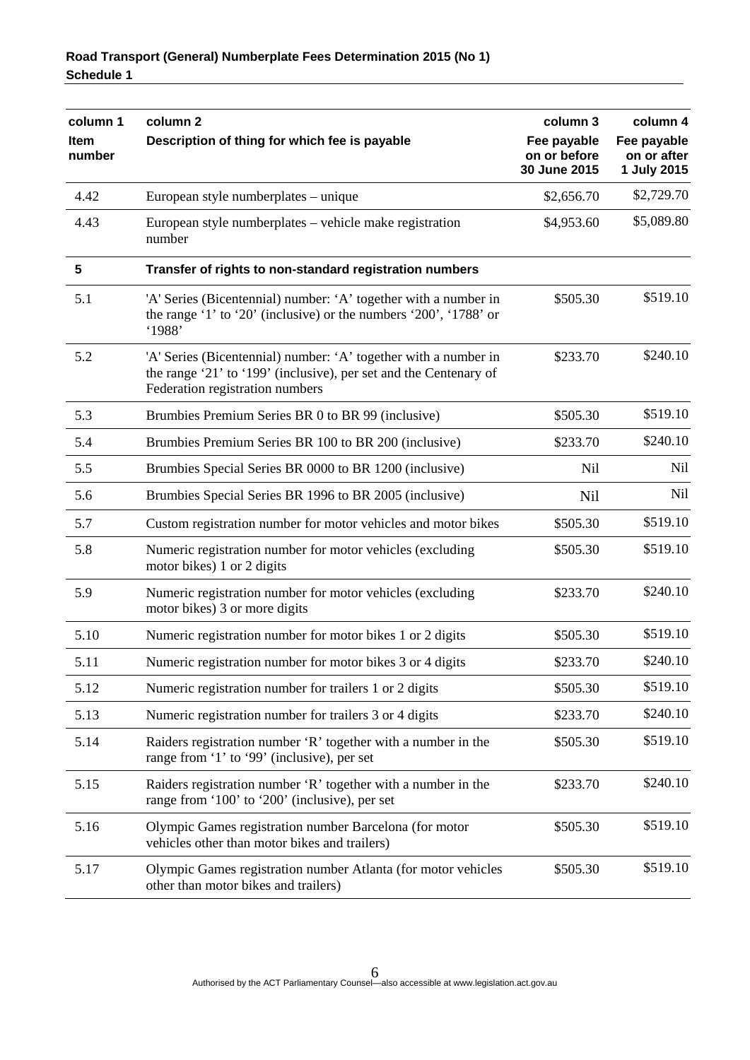| column 1<br>Item number | column 2<br>Description of thing for which fee is payable | column 3<br>Fee payable on or before 30 June 2015 | column 4<br>Fee payable on or after 1 July 2015 |
|---|---|---|---|
| 4.42 | European style numberplates – unique | $2,656.70 | $2,729.70 |
| 4.43 | European style numberplates – vehicle make registration number | $4,953.60 | $5,089.80 |
| **5** | **Transfer of rights to non-standard registration numbers** | | |
| 5.1 | 'A' Series (Bicentennial) number: ‘A’ together with a number in the range ‘1’ to ‘20’ (inclusive) or the numbers ‘200’, ‘1788’ or ‘1988’ | $505.30 | $519.10 |
| 5.2 | 'A' Series (Bicentennial) number: ‘A’ together with a number in the range ‘21’ to ‘199’ (inclusive), per set and the Centenary of Federation registration numbers | $233.70 | $240.10 |
| 5.3 | Brumbies Premium Series BR 0 to BR 99 (inclusive) | $505.30 | $519.10 |
| 5.4 | Brumbies Premium Series BR 100 to BR 200 (inclusive) | $233.70 | $240.10 |
| 5.5 | Brumbies Special Series BR 0000 to BR 1200 (inclusive) | Nil | Nil |
| 5.6 | Brumbies Special Series BR 1996 to BR 2005 (inclusive) | Nil | Nil |
| 5.7 | Custom registration number for motor vehicles and motor bikes | $505.30 | $519.10 |
| 5.8 | Numeric registration number for motor vehicles (excluding motor bikes) 1 or 2 digits | $505.30 | $519.10 |
| 5.9 | Numeric registration number for motor vehicles (excluding motor bikes) 3 or more digits | $233.70 | $240.10 |
| 5.10 | Numeric registration number for motor bikes 1 or 2 digits | $505.30 | $519.10 |
| 5.11 | Numeric registration number for motor bikes 3 or 4 digits | $233.70 | $240.10 |
| 5.12 | Numeric registration number for trailers 1 or 2 digits | $505.30 | $519.10 |
| 5.13 | Numeric registration number for trailers 3 or 4 digits | $233.70 | $240.10 |
| 5.14 | Raiders registration number ‘R’ together with a number in the range from ‘1’ to ‘99’ (inclusive), per set | $505.30 | $519.10 |
| 5.15 | Raiders registration number ‘R’ together with a number in the range from ‘100’ to ‘200’ (inclusive), per set | $233.70 | $240.10 |
| 5.16 | Olympic Games registration number Barcelona (for motor vehicles other than motor bikes and trailers) | $505.30 | $519.10 |
| 5.17 | Olympic Games registration number Atlanta (for motor vehicles other than motor bikes and trailers) | $505.30 | $519.10 |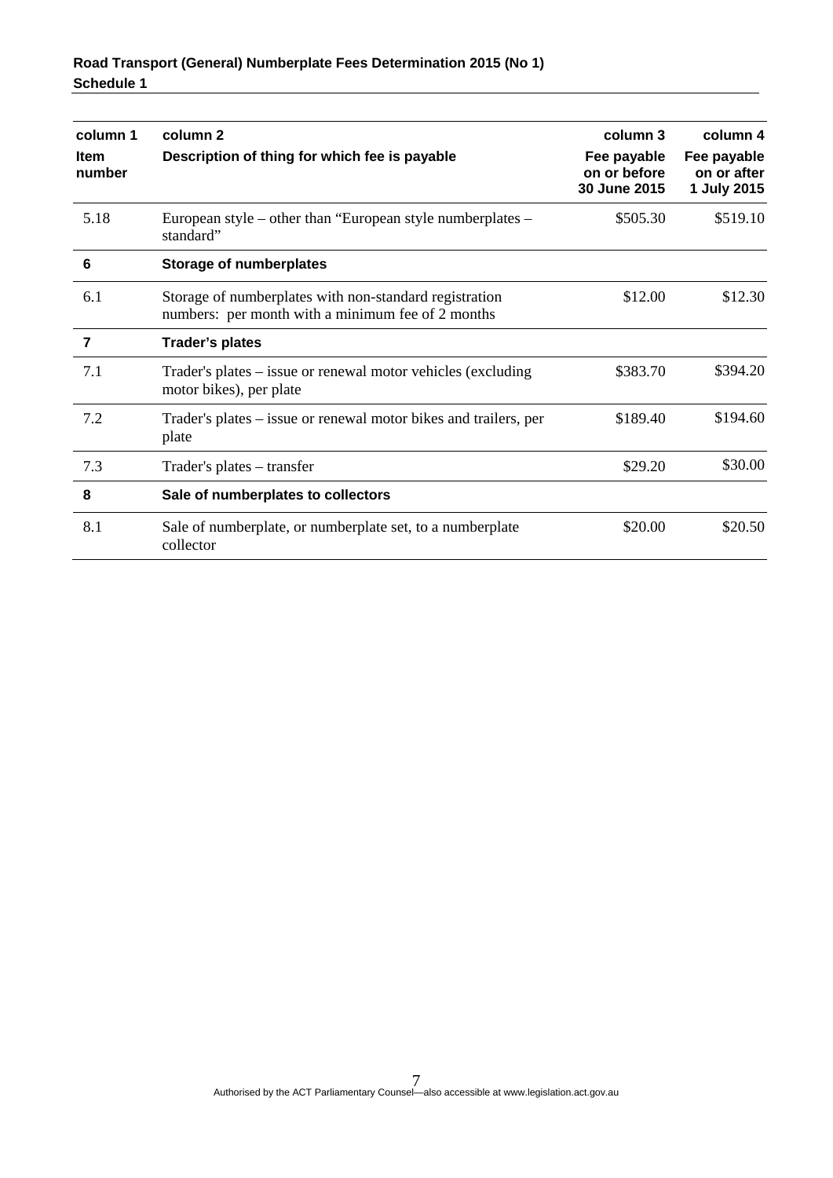| column 1<br>Item number | column 2<br>Description of thing for which fee is payable | column 3<br>Fee payable on or before 30 June 2015 | column 4<br>Fee payable on or after 1 July 2015 |
|---|---|---|---|
| 5.18 | European style – other than “European style numberplates – standard” | $505.30 | $519.10 |
| **6** | **Storage of numberplates** | | |
| 6.1 | Storage of numberplates with non-standard registration numbers: per month with a minimum fee of 2 months | $12.00 | $12.30 |
| **7** | **Trader's plates** | | |
| 7.1 | Trader's plates – issue or renewal motor vehicles (excluding motor bikes), per plate | $383.70 | $394.20 |
| 7.2 | Trader's plates – issue or renewal motor bikes and trailers, per plate | $189.40 | $194.60 |
| 7.3 | Trader's plates – transfer | $29.20 | $30.00 |
| **8** | **Sale of numberplates to collectors** | | |
| 8.1 | Sale of numberplate, or numberplate set, to a numberplate collector | $20.00 | $20.50 |